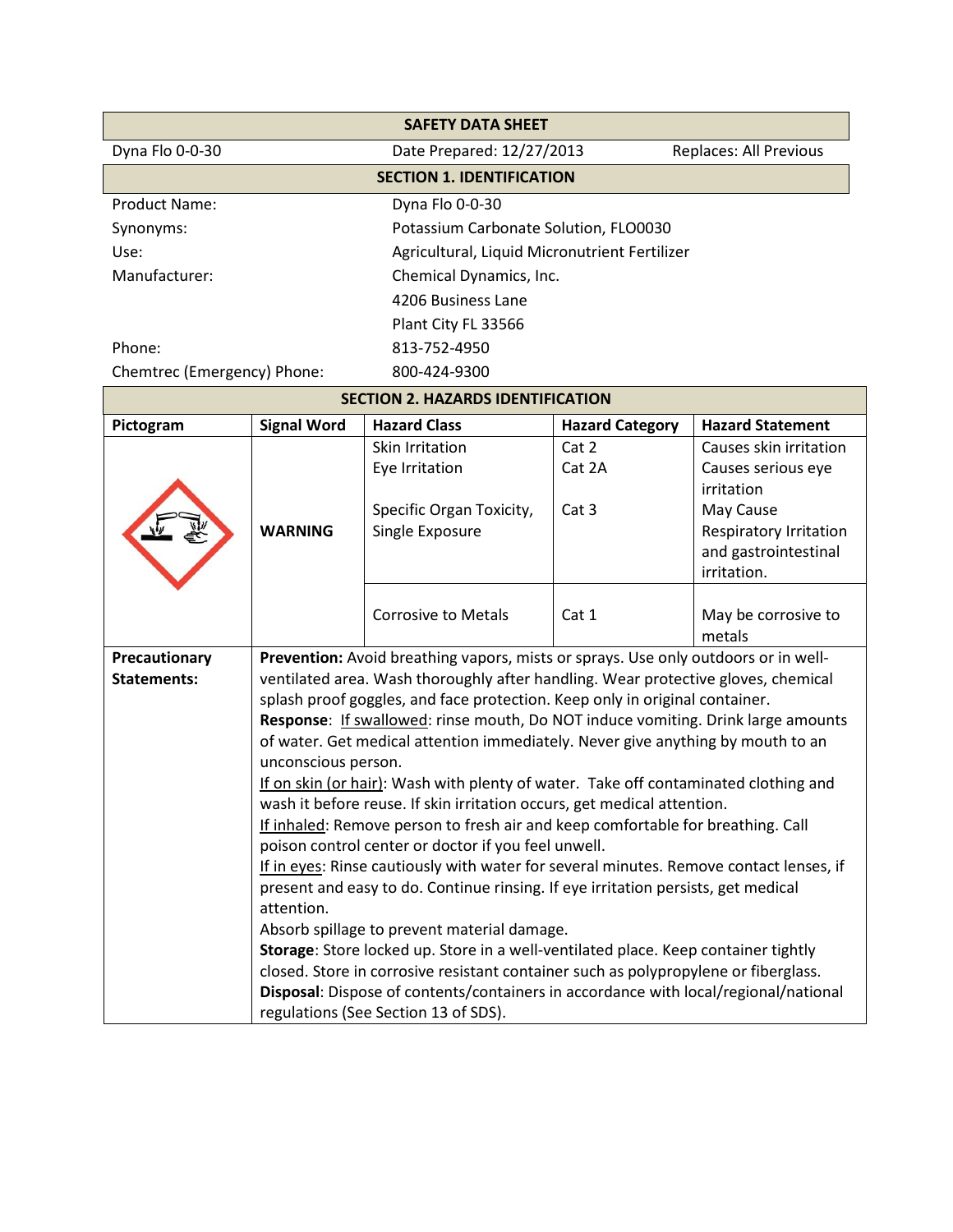# SAFETY DATA SHEET

| Dyna Flo 0-0-30 | Date Prepared: 12/27/2013 | Replaces: All Previous |
|---|---|---|

## SECTION 1. IDENTIFICATION

| | |
|---|---|
| Product Name: | Dyna Flo 0-0-30 |
| Synonyms: | Potassium Carbonate Solution, FLO0030 |
| Use: | Agricultural, Liquid Micronutrient Fertilizer |
| Manufacturer: | Chemical Dynamics, Inc.<br>4206 Business Lane<br>Plant City FL 33566 |
| Phone: | 813-752-4950 |
| Chemtrec (Emergency) Phone: | 800-424-9300 |

## SECTION 2. HAZARDS IDENTIFICATION

| Pictogram | Signal Word | Hazard Class | Hazard Category | Hazard Statement |
|---|---|---|---|---|
| | WARNING | Skin Irritation<br>Eye Irritation<br><br>Specific Organ Toxicity, Single Exposure | Cat 2<br>Cat 2A<br><br>Cat 3 | Causes skin irritation<br>Causes serious eye irritation<br>May Cause Respiratory Irritation and gastrointestinal irritation. |
| | | Corrosive to Metals | Cat 1 | May be corrosive to metals |

**Precautionary Statements:**

**Prevention:** Avoid breathing vapors, mists or sprays. Use only outdoors or in well-ventilated area. Wash thoroughly after handling. Wear protective gloves, chemical splash proof goggles, and face protection. Keep only in original container.

**Response**: If swallowed: rinse mouth, Do NOT induce vomiting. Drink large amounts of water. Get medical attention immediately. Never give anything by mouth to an unconscious person.

If on skin (or hair): Wash with plenty of water. Take off contaminated clothing and wash it before reuse. If skin irritation occurs, get medical attention.

If inhaled: Remove person to fresh air and keep comfortable for breathing. Call poison control center or doctor if you feel unwell.

If in eyes: Rinse cautiously with water for several minutes. Remove contact lenses, if present and easy to do. Continue rinsing. If eye irritation persists, get medical attention.

Absorb spillage to prevent material damage.

**Storage**: Store locked up. Store in a well-ventilated place. Keep container tightly closed. Store in corrosive resistant container such as polypropylene or fiberglass.

**Disposal**: Dispose of contents/containers in accordance with local/regional/national regulations (See Section 13 of SDS).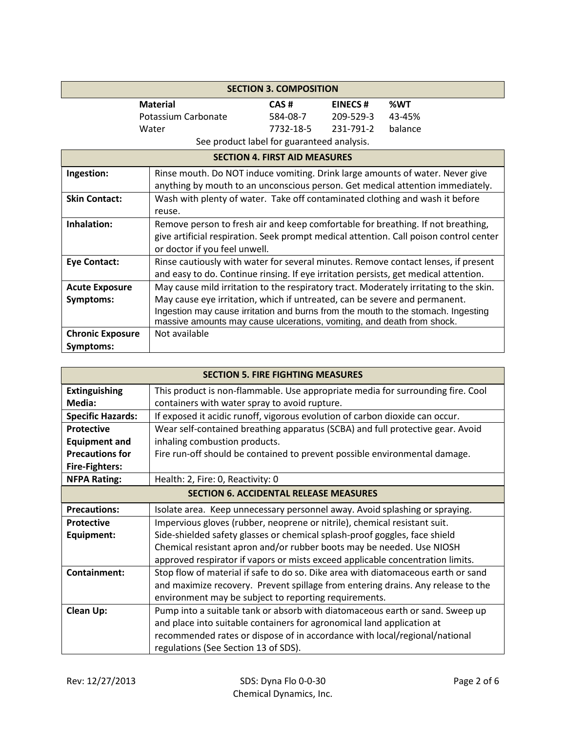## SECTION 3. COMPOSITION

| Material | CAS # | EINECS # | %WT |
|---|---|---|---|
| Potassium Carbonate | 584-08-7 | 209-529-3 | 43-45% |
| Water | 7732-18-5 | 231-791-2 | balance |

See product label for guaranteed analysis.

## SECTION 4. FIRST AID MEASURES

| | |
|---|---|
| **Ingestion:** | Rinse mouth. Do NOT induce vomiting. Drink large amounts of water. Never give anything by mouth to an unconscious person. Get medical attention immediately. |
| **Skin Contact:** | Wash with plenty of water. Take off contaminated clothing and wash it before reuse. |
| **Inhalation:** | Remove person to fresh air and keep comfortable for breathing. If not breathing, give artificial respiration. Seek prompt medical attention. Call poison control center or doctor if you feel unwell. |
| **Eye Contact:** | Rinse cautiously with water for several minutes. Remove contact lenses, if present and easy to do. Continue rinsing. If eye irritation persists, get medical attention. |
| **Acute Exposure Symptoms:** | May cause mild irritation to the respiratory tract. Moderately irritating to the skin. May cause eye irritation, which if untreated, can be severe and permanent. Ingestion may cause irritation and burns from the mouth to the stomach. Ingesting massive amounts may cause ulcerations, vomiting, and death from shock. |
| **Chronic Exposure Symptoms:** | Not available |

## SECTION 5. FIRE FIGHTING MEASURES

| | |
|---|---|
| **Extinguishing Media:** | This product is non-flammable. Use appropriate media for surrounding fire. Cool containers with water spray to avoid rupture. |
| **Specific Hazards:** | If exposed it acidic runoff, vigorous evolution of carbon dioxide can occur. |
| **Protective Equipment and Precautions for Fire-Fighters:** | Wear self-contained breathing apparatus (SCBA) and full protective gear. Avoid inhaling combustion products. Fire run-off should be contained to prevent possible environmental damage. |
| **NFPA Rating:** | Health: 2, Fire: 0, Reactivity: 0 |

## SECTION 6. ACCIDENTAL RELEASE MEASURES

| | |
|---|---|
| **Precautions:** | Isolate area. Keep unnecessary personnel away. Avoid splashing or spraying. |
| **Protective Equipment:** | Impervious gloves (rubber, neoprene or nitrile), chemical resistant suit. Side-shielded safety glasses or chemical splash-proof goggles, face shield Chemical resistant apron and/or rubber boots may be needed. Use NIOSH approved respirator if vapors or mists exceed applicable concentration limits. |
| **Containment:** | Stop flow of material if safe to do so. Dike area with diatomaceous earth or sand and maximize recovery. Prevent spillage from entering drains. Any release to the environment may be subject to reporting requirements. |
| **Clean Up:** | Pump into a suitable tank or absorb with diatomaceous earth or sand. Sweep up and place into suitable containers for agronomical land application at recommended rates or dispose of in accordance with local/regional/national regulations (See Section 13 of SDS). |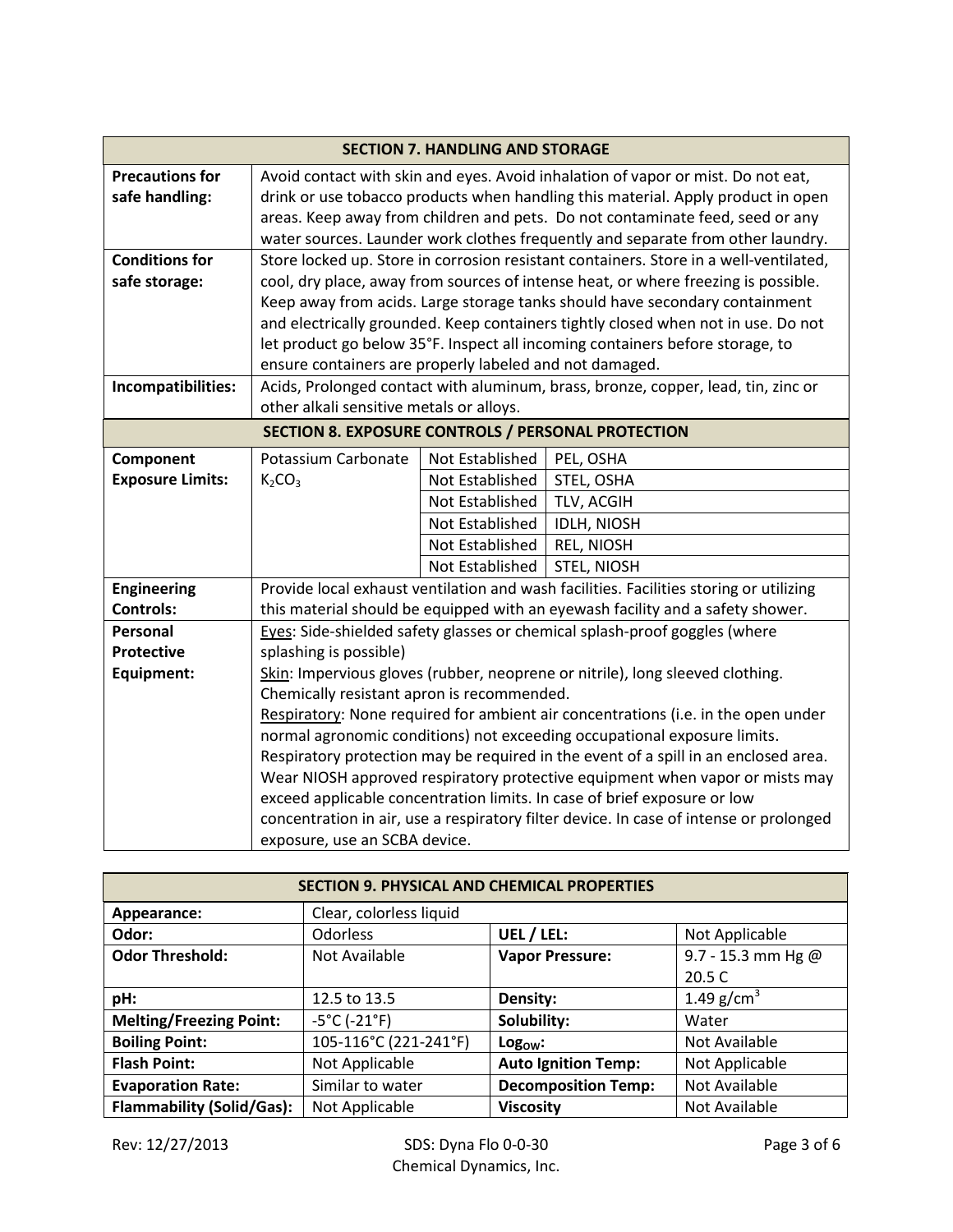## SECTION 7. HANDLING AND STORAGE

| | |
|---|---|
| **Precautions for safe handling:** | Avoid contact with skin and eyes. Avoid inhalation of vapor or mist. Do not eat, drink or use tobacco products when handling this material. Apply product in open areas. Keep away from children and pets. Do not contaminate feed, seed or any water sources. Launder work clothes frequently and separate from other laundry. |
| **Conditions for safe storage:** | Store locked up. Store in corrosion resistant containers. Store in a well-ventilated, cool, dry place, away from sources of intense heat, or where freezing is possible. Keep away from acids. Large storage tanks should have secondary containment and electrically grounded. Keep containers tightly closed when not in use. Do not let product go below 35°F. Inspect all incoming containers before storage, to ensure containers are properly labeled and not damaged. |
| **Incompatibilities:** | Acids, Prolonged contact with aluminum, brass, bronze, copper, lead, tin, zinc or other alkali sensitive metals or alloys. |

## SECTION 8. EXPOSURE CONTROLS / PERSONAL PROTECTION

| | | | |
|---|---|---|---|
| **Component Exposure Limits:** | Potassium Carbonate $K_2CO_3$ | Not Established | PEL, OSHA |
| | | Not Established | STEL, OSHA |
| | | Not Established | TLV, ACGIH |
| | | Not Established | IDLH, NIOSH |
| | | Not Established | REL, NIOSH |
| | | Not Established | STEL, NIOSH |
| **Engineering Controls:** | Provide local exhaust ventilation and wash facilities. Facilities storing or utilizing this material should be equipped with an eyewash facility and a safety shower. | | |
| **Personal Protective Equipment:** | Eyes: Side-shielded safety glasses or chemical splash-proof goggles (where splashing is possible)<br>Skin: Impervious gloves (rubber, neoprene or nitrile), long sleeved clothing. Chemically resistant apron is recommended.<br>Respiratory: None required for ambient air concentrations (i.e. in the open under normal agronomic conditions) not exceeding occupational exposure limits. Respiratory protection may be required in the event of a spill in an enclosed area. Wear NIOSH approved respiratory protective equipment when vapor or mists may exceed applicable concentration limits. In case of brief exposure or low concentration in air, use a respiratory filter device. In case of intense or prolonged exposure, use an SCBA device. | | |

## SECTION 9. PHYSICAL AND CHEMICAL PROPERTIES

| | | | |
|---|---|---|---|
| **Appearance:** | Clear, colorless liquid | | |
| **Odor:** | Odorless | **UEL / LEL:** | Not Applicable |
| **Odor Threshold:** | Not Available | **Vapor Pressure:** | 9.7 - 15.3 mm Hg @ 20.5 C |
| **pH:** | 12.5 to 13.5 | **Density:** | 1.49 $g/cm^3$ |
| **Melting/Freezing Point:** | -5°C (-21°F) | **Solubility:** | Water |
| **Boiling Point:** | 105-116°C (221-241°F) | **$Log_{OW}$:** | Not Available |
| **Flash Point:** | Not Applicable | **Auto Ignition Temp:** | Not Applicable |
| **Evaporation Rate:** | Similar to water | **Decomposition Temp:** | Not Available |
| **Flammability (Solid/Gas):** | Not Applicable | **Viscosity** | Not Available |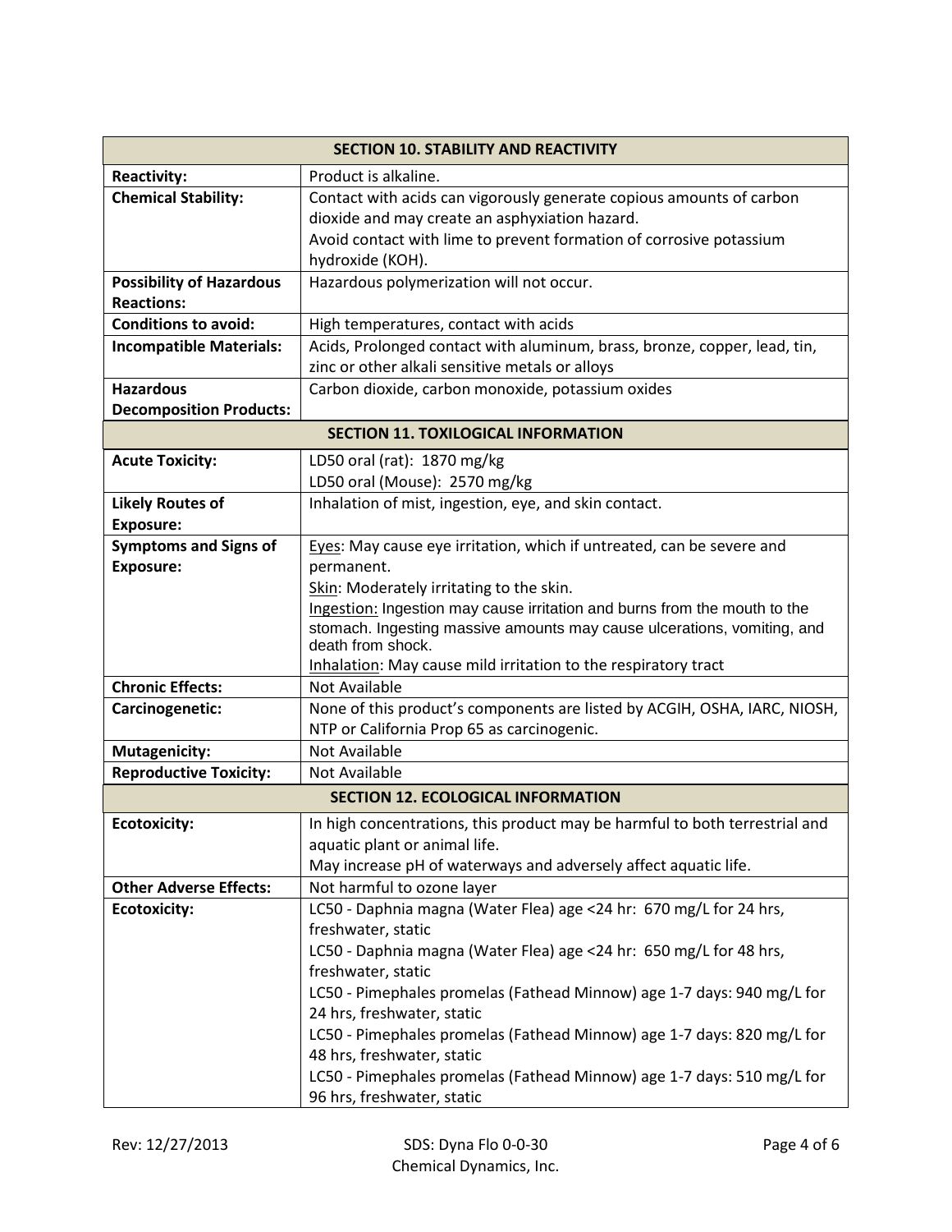| **SECTION 10. STABILITY AND REACTIVITY** | |
|---|---|
| **Reactivity:** | Product is alkaline. |
| **Chemical Stability:** | Contact with acids can vigorously generate copious amounts of carbon dioxide and may create an asphyxiation hazard.<br>Avoid contact with lime to prevent formation of corrosive potassium hydroxide (KOH). |
| **Possibility of Hazardous Reactions:** | Hazardous polymerization will not occur. |
| **Conditions to avoid:** | High temperatures, contact with acids |
| **Incompatible Materials:** | Acids, Prolonged contact with aluminum, brass, bronze, copper, lead, tin, zinc or other alkali sensitive metals or alloys |
| **Hazardous Decomposition Products:** | Carbon dioxide, carbon monoxide, potassium oxides |

| **SECTION 11. TOXILOGICAL INFORMATION** | |
|---|---|
| **Acute Toxicity:** | LD50 oral (rat): 1870 mg/kg<br>LD50 oral (Mouse): 2570 mg/kg |
| **Likely Routes of Exposure:** | Inhalation of mist, ingestion, eye, and skin contact. |
| **Symptoms and Signs of Exposure:** | Eyes: May cause eye irritation, which if untreated, can be severe and permanent.<br>Skin: Moderately irritating to the skin.<br>Ingestion: Ingestion may cause irritation and burns from the mouth to the stomach. Ingesting massive amounts may cause ulcerations, vomiting, and death from shock.<br>Inhalation: May cause mild irritation to the respiratory tract |
| **Chronic Effects:** | Not Available |
| **Carcinogenetic:** | None of this product's components are listed by ACGIH, OSHA, IARC, NIOSH, NTP or California Prop 65 as carcinogenic. |
| **Mutagenicity:** | Not Available |
| **Reproductive Toxicity:** | Not Available |

| **SECTION 12. ECOLOGICAL INFORMATION** | |
|---|---|
| **Ecotoxicity:** | In high concentrations, this product may be harmful to both terrestrial and aquatic plant or animal life.<br>May increase pH of waterways and adversely affect aquatic life. |
| **Other Adverse Effects:** | Not harmful to ozone layer |
| **Ecotoxicity:** | LC50 - Daphnia magna (Water Flea) age <24 hr: 670 mg/L for 24 hrs, freshwater, static<br>LC50 - Daphnia magna (Water Flea) age <24 hr: 650 mg/L for 48 hrs, freshwater, static<br>LC50 - Pimephales promelas (Fathead Minnow) age 1-7 days: 940 mg/L for 24 hrs, freshwater, static<br>LC50 - Pimephales promelas (Fathead Minnow) age 1-7 days: 820 mg/L for 48 hrs, freshwater, static<br>LC50 - Pimephales promelas (Fathead Minnow) age 1-7 days: 510 mg/L for 96 hrs, freshwater, static |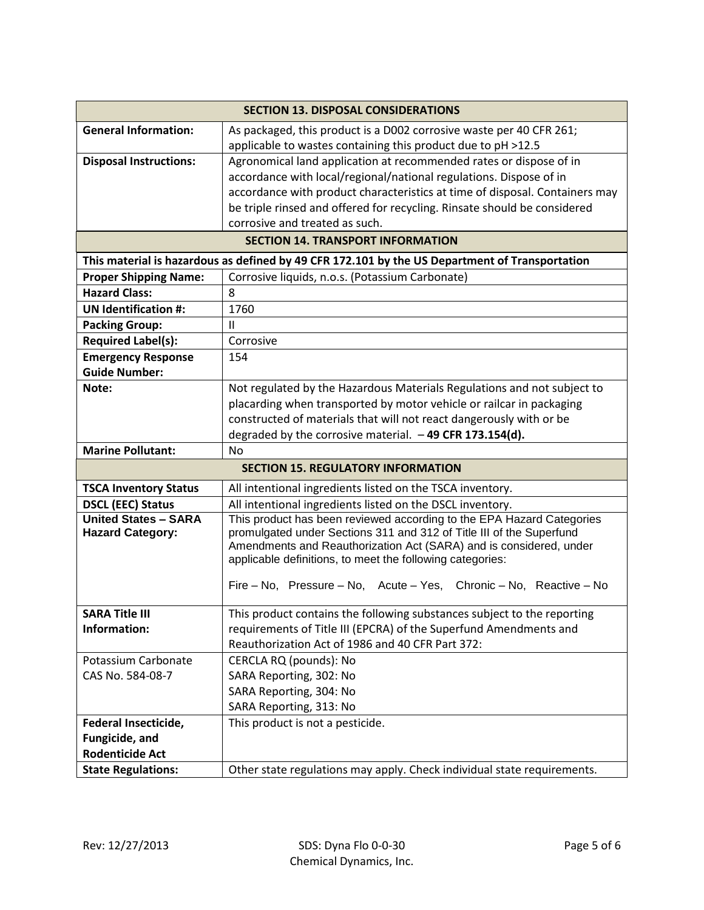| SECTION 13. DISPOSAL CONSIDERATIONS | |
|---|---|
| **General Information:** | As packaged, this product is a D002 corrosive waste per 40 CFR 261; applicable to wastes containing this product due to pH >12.5 |
| **Disposal Instructions:** | Agronomical land application at recommended rates or dispose of in accordance with local/regional/national regulations. Dispose of in accordance with product characteristics at time of disposal. Containers may be triple rinsed and offered for recycling. Rinsate should be considered corrosive and treated as such. |

| SECTION 14. TRANSPORT INFORMATION | |
|---|---|
| **This material is hazardous as defined by 49 CFR 172.101 by the US Department of Transportation** | |
| **Proper Shipping Name:** | Corrosive liquids, n.o.s. (Potassium Carbonate) |
| **Hazard Class:** | 8 |
| **UN Identification #:** | 1760 |
| **Packing Group:** | II |
| **Required Label(s):** | Corrosive |
| **Emergency Response Guide Number:** | 154 |
| **Note:** | Not regulated by the Hazardous Materials Regulations and not subject to placarding when transported by motor vehicle or railcar in packaging constructed of materials that will not react dangerously with or be degraded by the corrosive material. – **49 CFR 173.154(d).** |
| **Marine Pollutant:** | No |

| SECTION 15. REGULATORY INFORMATION | |
|---|---|
| **TSCA Inventory Status** | All intentional ingredients listed on the TSCA inventory. |
| **DSCL (EEC) Status** | All intentional ingredients listed on the DSCL inventory. |
| **United States – SARA Hazard Category:** | This product has been reviewed according to the EPA Hazard Categories promulgated under Sections 311 and 312 of Title III of the Superfund Amendments and Reauthorization Act (SARA) and is considered, under applicable definitions, to meet the following categories:<br><br>Fire – No, Pressure – No, Acute – Yes, Chronic – No, Reactive – No |
| **SARA Title III Information:** | This product contains the following substances subject to the reporting requirements of Title III (EPCRA) of the Superfund Amendments and Reauthorization Act of 1986 and 40 CFR Part 372: |
| Potassium Carbonate CAS No. 584-08-7 | CERCLA RQ (pounds): No<br>SARA Reporting, 302: No<br>SARA Reporting, 304: No<br>SARA Reporting, 313: No |
| **Federal Insecticide, Fungicide, and Rodenticide Act** | This product is not a pesticide. |
| **State Regulations:** | Other state regulations may apply. Check individual state requirements. |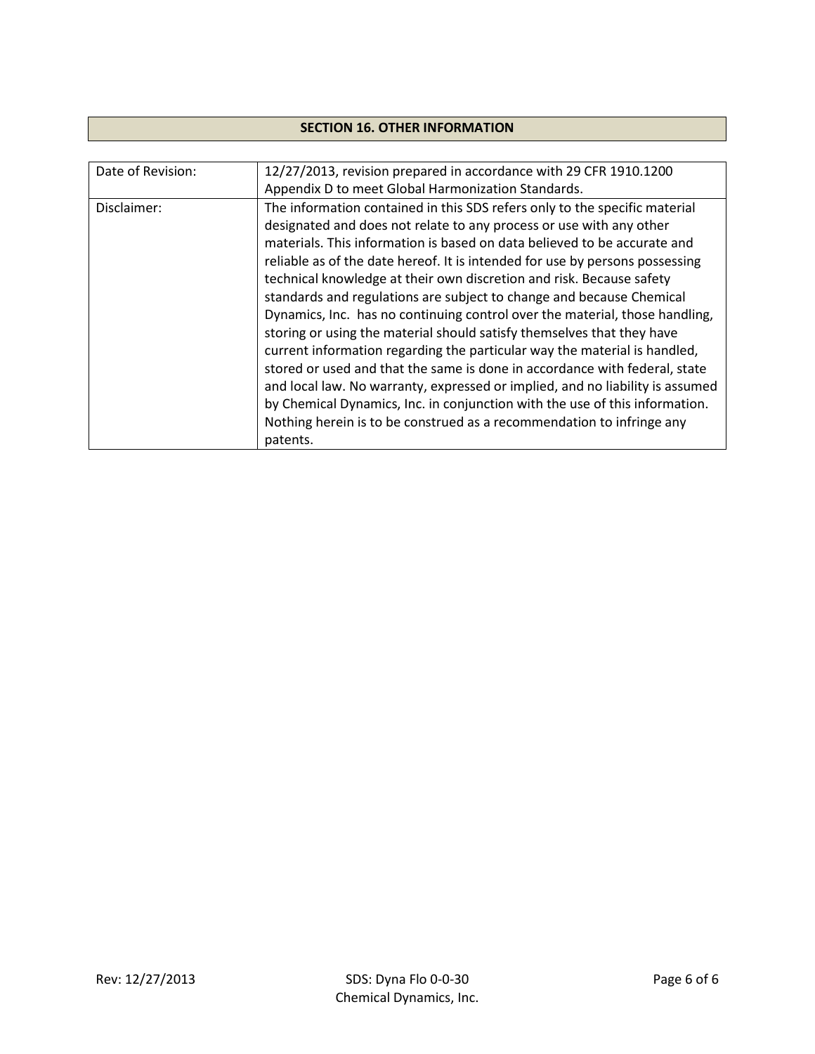## SECTION 16. OTHER INFORMATION

| | |
|---|---|
| Date of Revision: | 12/27/2013, revision prepared in accordance with 29 CFR 1910.1200 Appendix D to meet Global Harmonization Standards. |
| Disclaimer: | The information contained in this SDS refers only to the specific material designated and does not relate to any process or use with any other materials. This information is based on data believed to be accurate and reliable as of the date hereof. It is intended for use by persons possessing technical knowledge at their own discretion and risk. Because safety standards and regulations are subject to change and because Chemical Dynamics, Inc. has no continuing control over the material, those handling, storing or using the material should satisfy themselves that they have current information regarding the particular way the material is handled, stored or used and that the same is done in accordance with federal, state and local law. No warranty, expressed or implied, and no liability is assumed by Chemical Dynamics, Inc. in conjunction with the use of this information. Nothing herein is to be construed as a recommendation to infringe any patents. |